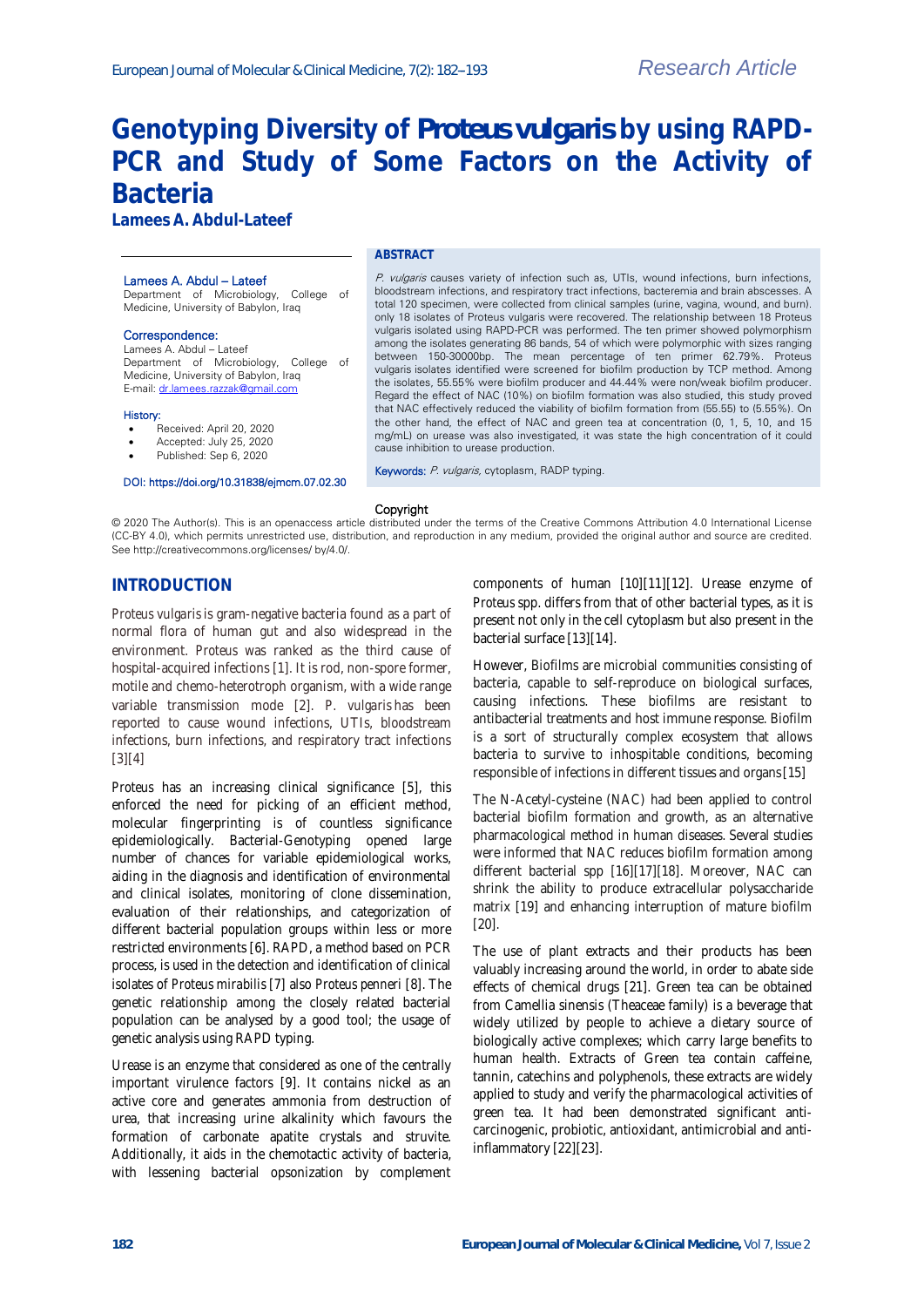Research Article

# Genotyping Diversity of *Proteus vulgaris* by using RAPD-PCR and Study of Some Factors on the Activity of Bacteria

**Lamees A. Abdul-Lateef**

Lamees A. Abdul – Lateef
Department of Microbiology, College of Medicine, University of Babylon, Iraq

Correspondence:
Lamees A. Abdul – Lateef
Department of Microbiology, College of Medicine, University of Babylon, Iraq
E-mail: dr.lamees.razzak@gmail.com

History:

- Received: April 20, 2020
- Accepted: July 25, 2020
- Published: Sep 6, 2020

DOI: https://doi.org/10.31838/ejmcm.07.02.30

## ABSTRACT

*P. vulgaris* causes variety of infection such as, UTIs, wound infections, burn infections, bloodstream infections, and respiratory tract infections, bacteremia and brain abscesses. A total 120 specimen, were collected from clinical samples (urine, vagina, wound, and burn). only 18 isolates of Proteus vulgaris were recovered. The relationship between 18 Proteus vulgaris isolated using RAPD-PCR was performed. The ten primer showed polymorphism among the isolates generating 86 bands, 54 of which were polymorphic with sizes ranging between 150-30000bp. The mean percentage of ten primer 62.79%. Proteus vulgaris isolates identified were screened for biofilm production by TCP method. Among the isolates, 55.55% were biofilm producer and 44.44% were non/weak biofilm producer. Regard the effect of NAC (10%) on biofilm formation was also studied, this study proved that NAC effectively reduced the viability of biofilm formation from (55.55) to (5.55%). On the other hand, the effect of NAC and green tea at concentration (0, 1, 5, 10, and 15 mg/mL) on urease was also investigated, it was state the high concentration of it could cause inhibition to urease production.

Keywords: *P. vulgaris*, cytoplasm, RADP typing.

Copyright

© 2020 The Author(s). This is an openaccess article distributed under the terms of the Creative Commons Attribution 4.0 International License (CC-BY 4.0), which permits unrestricted use, distribution, and reproduction in any medium, provided the original author and source are credited. See http://creativecommons.org/licenses/ by/4.0/.

## INTRODUCTION

*Proteus vulgaris* is gram-negative bacteria found as a part of normal flora of human gut and also widespread in the environment. *Proteus* was ranked as the third cause of hospital-acquired infections [1]. It is rod, non-spore former, motile and chemo-heterotroph organism, with a wide range variable transmission mode [2]. *P. vulgaris* has been reported to cause wound infections, UTIs, bloodstream infections, burn infections, and respiratory tract infections [3][4]

Proteus has an increasing clinical significance [5], this enforced the need for picking of an efficient method, molecular fingerprinting is of countless significance epidemiologically. Bacterial-Genotyping opened large number of chances for variable epidemiological works, aiding in the diagnosis and identification of environmental and clinical isolates, monitoring of clone dissemination, evaluation of their relationships, and categorization of different bacterial population groups within less or more restricted environments [6]. RAPD, a method based on PCR process, is used in the detection and identification of clinical isolates of *Proteus mirabilis* [7] also *Proteus penneri* [8]. The genetic relationship among the closely related bacterial population can be analysed by a good tool; the usage of genetic analysis using RAPD typing.

Urease is an enzyme that considered as one of the centrally important virulence factors [9]. It contains nickel as an active core and generates ammonia from destruction of urea, that increasing urine alkalinity which favours the formation of carbonate apatite crystals and struvite. Additionally, it aids in the chemotactic activity of bacteria, with lessening bacterial opsonization by complement components of human [10][11][12]. Urease enzyme of Proteus spp. differs from that of other bacterial types, as it is present not only in the cell cytoplasm but also present in the bacterial surface [13][14].

However, Biofilms are microbial communities consisting of bacteria, capable to self-reproduce on biological surfaces, causing infections. These biofilms are resistant to antibacterial treatments and host immune response. Biofilm is a sort of structurally complex ecosystem that allows bacteria to survive to inhospitable conditions, becoming responsible of infections in different tissues and organs [15]

The N-Acetyl-cysteine (NAC) had been applied to control bacterial biofilm formation and growth, as an alternative pharmacological method in human diseases. Several studies were informed that NAC reduces biofilm formation among different bacterial spp [16][17][18]. Moreover, NAC can shrink the ability to produce extracellular polysaccharide matrix [19] and enhancing interruption of mature biofilm [20].

The use of plant extracts and their products has been valuably increasing around the world, in order to abate side effects of chemical drugs [21]. Green tea can be obtained from Camellia sinensis (Theaceae family) is a beverage that widely utilized by people to achieve a dietary source of biologically active complexes; which carry large benefits to human health. Extracts of Green tea contain caffeine, tannin, catechins and polyphenols, these extracts are widely applied to study and verify the pharmacological activities of green tea. It had been demonstrated significant anti-carcinogenic, probiotic, antioxidant, antimicrobial and anti-inflammatory [22][23].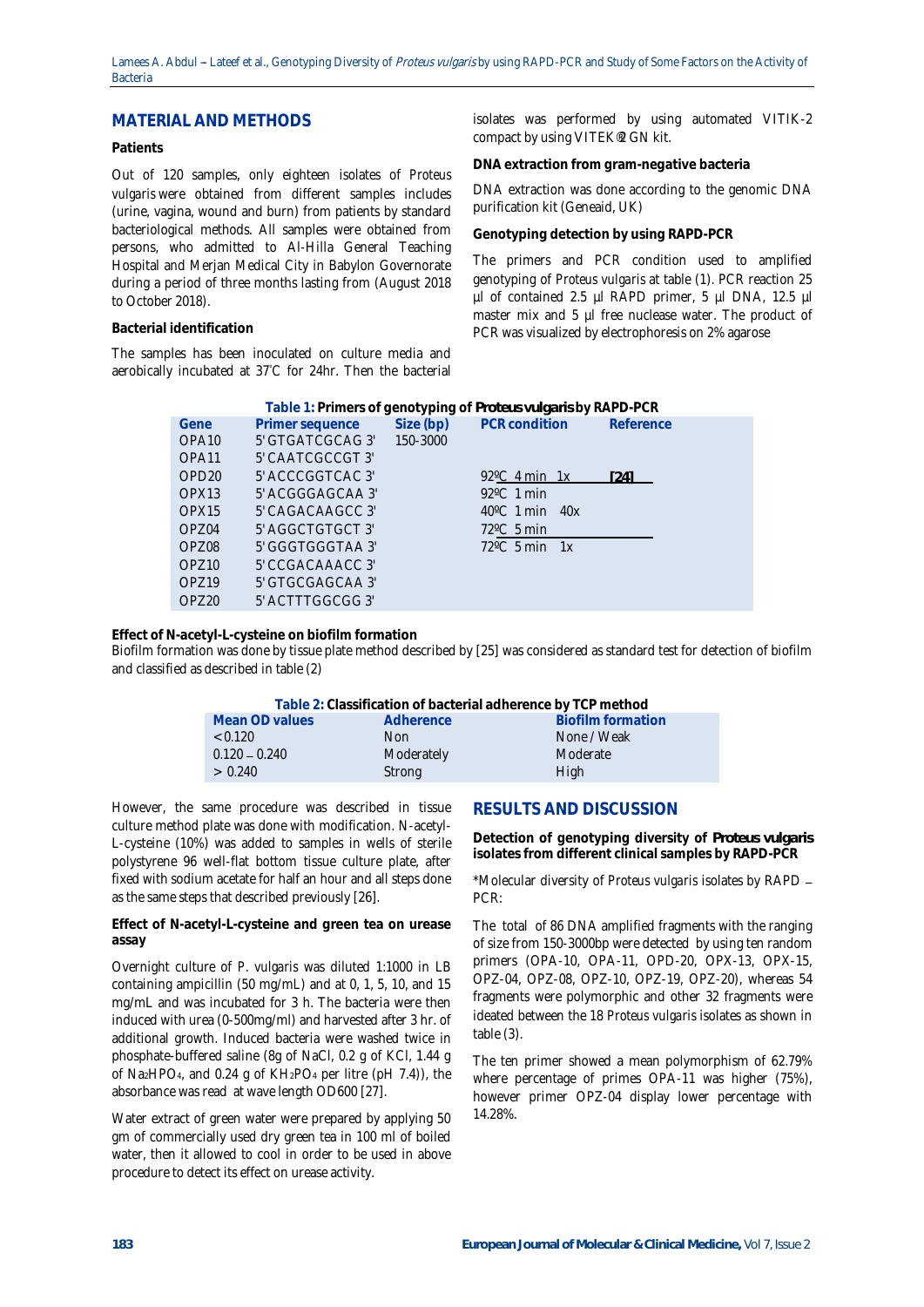## MATERIAL AND METHODS

### Patients

Out of 120 samples, only eighteen isolates of *Proteus vulgaris* were obtained from different samples includes (urine, vagina, wound and burn) from patients by standard bacteriological methods. All samples were obtained from persons, who admitted to Al-Hilla General Teaching Hospital and Merjan Medical City in Babylon Governorate during a period of three months lasting from (August 2018 to October 2018).

### Bacterial identification

The samples has been inoculated on culture media and aerobically incubated at 37°C for 24hr. Then the bacterial isolates was performed by using automated VITIK-2 compact by using VITEK®2 GN kit.

### DNA extraction from gram-negative bacteria

DNA extraction was done according to the genomic DNA purification kit (Geneaid, UK)

### Genotyping detection by using RAPD-PCR

The primers and PCR condition used to amplified genotyping of *Proteus vulgaris* at table (1). PCR reaction 25 µl of contained 2.5 µl RAPD primer, 5 µl DNA, 12.5 µl master mix and 5 µl free nuclease water. The product of PCR was visualized by electrophoresis on 2% agarose

**Table 1:** Primers of genotyping of ***Proteus vulgaris*** by RAPD-PCR

| Gene | Primer sequence | Size (bp) | PCR condition | Reference |
|---|---|---|---|---|
| OPA10 | 5' GTGATCGCAG 3' | 150-3000 | | |
| OPA11 | 5' CAATCGCCGT 3' | | | |
| OPD20 | 5' ACCCGGTCAC 3' | | 92ºC 4 min 1x | [24] |
| OPX13 | 5' ACGGGAGCAA 3' | | 92ºC 1 min | |
| OPX15 | 5' CAGACAAGCC 3' | | 40ºC 1 min 40x | |
| OPZ04 | 5' AGGCTGTGCT 3' | | 72ºC 5 min | |
| OPZ08 | 5' GGGTGGGTAA 3' | | 72ºC 5 min 1x | |
| OPZ10 | 5' CCGACAAACC 3' | | | |
| OPZ19 | 5' GTGCGAGCAA 3' | | | |
| OPZ20 | 5' ACTTTGGCGG 3' | | | |

### Effect of N-acetyl-L-cysteine on biofilm formation

Biofilm formation was done by tissue plate method described by [25] was considered as standard test for detection of biofilm and classified as described in table (2)

**Table 2:** Classification of bacterial adherence by TCP method

| Mean OD values | Adherence | Biofilm formation |
|---|---|---|
| < 0.120 | Non | None / Weak |
| 0.120 – 0.240 | Moderately | Moderate |
| > 0.240 | Strong | High |

However, the same procedure was described in tissue culture method plate was done with modification. N-acetyl-L-cysteine (10%) was added to samples in wells of sterile polystyrene 96 well-flat bottom tissue culture plate, after fixed with sodium acetate for half an hour and all steps done as the same steps that described previously [26].

### Effect of N-acetyl-L-cysteine and green tea on urease assay

Overnight culture of *P. vulgaris* was diluted 1:1000 in LB containing ampicillin (50 mg/mL) and at 0, 1, 5, 10, and 15 mg/mL and was incubated for 3 h. The bacteria were then induced with urea (0-500mg/ml) and harvested after 3 hr. of additional growth. Induced bacteria were washed twice in phosphate-buffered saline (8g of NaCl, 0.2 g of KCl, 1.44 g of $Na_2HPO_4$, and 0.24 g of $KH_2PO_4$ per litre (pH 7.4)), the absorbance was read at wave length OD600 [27].

Water extract of green water were prepared by applying 50 gm of commercially used dry green tea in 100 ml of boiled water, then it allowed to cool in order to be used in above procedure to detect its effect on urease activity.

## RESULTS AND DISCUSSION

### Detection of genotyping diversity of *Proteus vulgaris* isolates from different clinical samples by RAPD-PCR

*Molecular diversity of *Proteus vulgaris* isolates by RAPD – PCR:

The total of 86 DNA amplified fragments with the ranging of size from 150-3000bp were detected by using ten random primers (OPA-10, OPA-11, OPD-20, OPX-13, OPX-15, OPZ-04, OPZ-08, OPZ-10, OPZ-19, OPZ-20), whereas 54 fragments were polymorphic and other 32 fragments were ideated between the 18 *Proteus vulgaris* isolates as shown in table (3).

The ten primer showed a mean polymorphism of 62.79% where percentage of primes OPA-11 was higher (75%), however primer OPZ-04 display lower percentage with 14.28%.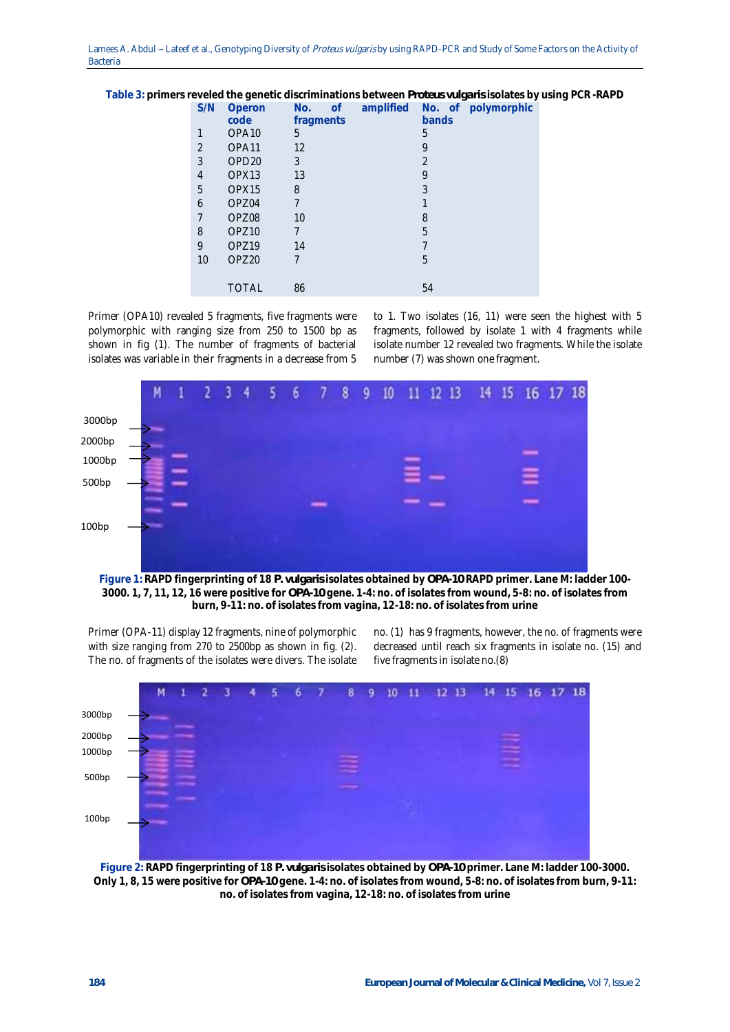**Table 3:** primers reveled the genetic discriminations between ***Proteus vulgaris*** isolates by using PCR-RAPD

| S/N | Operon code | No. of amplified fragments | No. of polymorphic bands |
|---|---|---|---|
| 1 | OPA10 | 5 | 5 |
| 2 | OPA11 | 12 | 9 |
| 3 | OPD20 | 3 | 2 |
| 4 | OPX13 | 13 | 9 |
| 5 | OPX15 | 8 | 3 |
| 6 | OPZ04 | 7 | 1 |
| 7 | OPZ08 | 10 | 8 |
| 8 | OPZ10 | 7 | 5 |
| 9 | OPZ19 | 14 | 7 |
| 10 | OPZ20 | 7 | 5 |
| | TOTAL | 86 | 54 |

Primer (OPA10) revealed 5 fragments, five fragments were polymorphic with ranging size from 250 to 1500 bp as shown in fig (1). The number of fragments of bacterial isolates was variable in their fragments in a decrease from 5 to 1. Two isolates (16, 11) were seen the highest with 5 fragments, followed by isolate 1 with 4 fragments while isolate number 12 revealed two fragments. While the isolate number (7) was shown one fragment.

**Figure 1:** RAPD fingerprinting of 18 ***P. vulgaris*** isolates obtained by **OPA-10** RAPD primer. Lane M: ladder 100-3000. 1, 7, 11, 12, 16 were positive for **OPA-10** gene. 1-4: no. of isolates from wound, 5-8: no. of isolates from burn, 9-11: no. of isolates from vagina, 12-18: no. of isolates from urine

Primer (OPA-11) display 12 fragments, nine of polymorphic with size ranging from 270 to 2500bp as shown in fig. (2). The no. of fragments of the isolates were divers. The isolate no. (1) has 9 fragments, however, the no. of fragments were decreased until reach six fragments in isolate no. (15) and five fragments in isolate no.(8)

**Figure 2:** RAPD fingerprinting of 18 ***P. vulgaris*** isolates obtained by **OPA-10** primer. Lane M: ladder 100-3000. Only 1, 8, 15 were positive for **OPA-10** gene. 1-4: no. of isolates from wound, 5-8: no. of isolates from burn, 9-11: no. of isolates from vagina, 12-18: no. of isolates from urine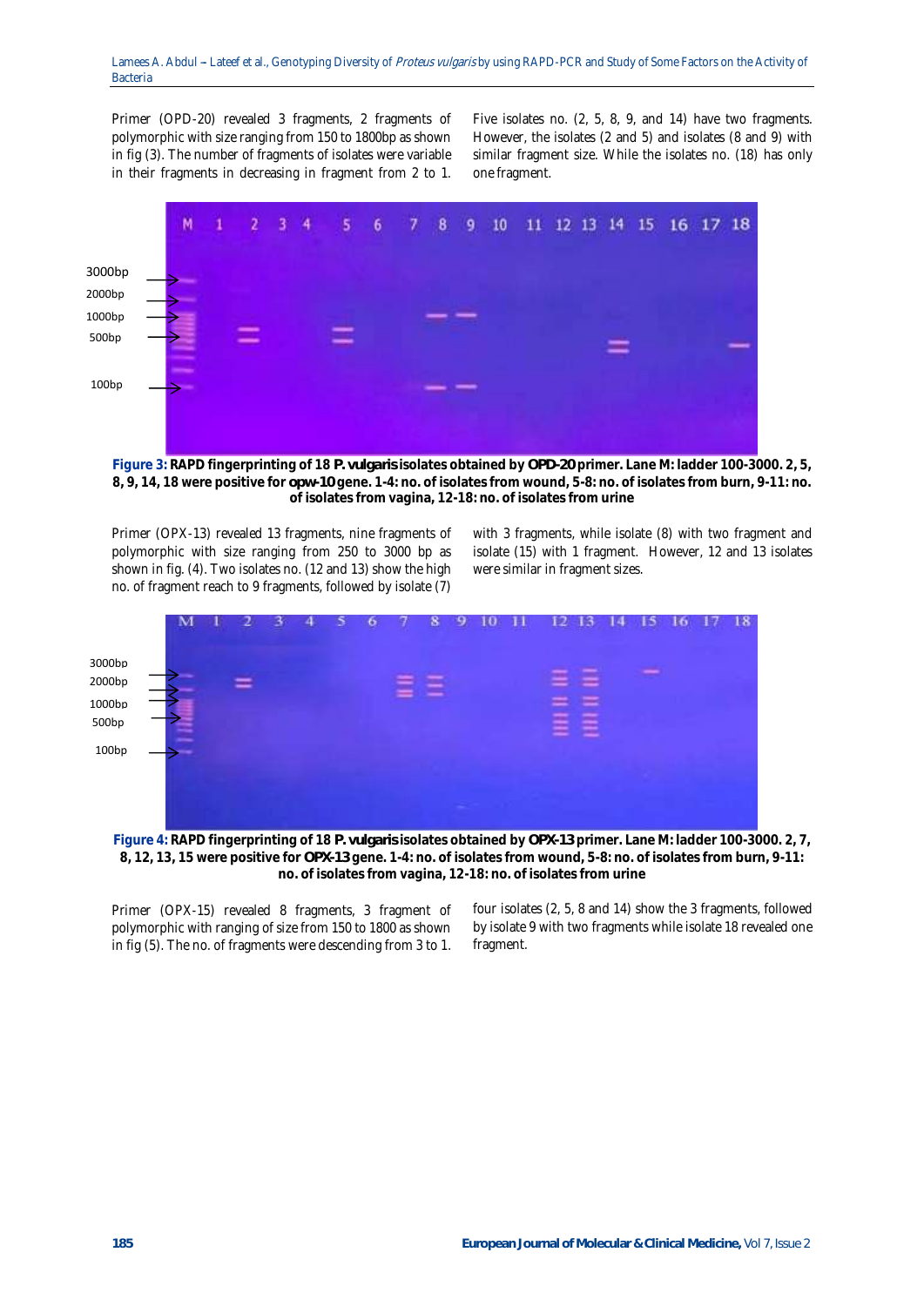Primer (OPD-20) revealed 3 fragments, 2 fragments of polymorphic with size ranging from 150 to 1800bp as shown in fig (3). The number of fragments of isolates were variable in their fragments in decreasing in fragment from 2 to 1. Five isolates no. (2, 5, 8, 9, and 14) have two fragments. However, the isolates (2 and 5) and isolates (8 and 9) with similar fragment size. While the isolates no. (18) has only one fragment.

**Figure 3:** **RAPD fingerprinting of 18 *P. vulgaris* isolates obtained by OPD-20 primer. Lane M: ladder 100-3000. 2, 5, 8, 9, 14, 18 were positive for opw-10 gene. 1-4: no. of isolates from wound, 5-8: no. of isolates from burn, 9-11: no. of isolates from vagina, 12-18: no. of isolates from urine**

Primer (OPX-13) revealed 13 fragments, nine fragments of polymorphic with size ranging from 250 to 3000 bp as shown in fig. (4). Two isolates no. (12 and 13) show the high no. of fragment reach to 9 fragments, followed by isolate (7) with 3 fragments, while isolate (8) with two fragment and isolate (15) with 1 fragment. However, 12 and 13 isolates were similar in fragment sizes.

**Figure 4:** **RAPD fingerprinting of 18 *P. vulgaris* isolates obtained by OPX-13 primer. Lane M: ladder 100-3000. 2, 7, 8, 12, 13, 15 were positive for OPX-13 gene. 1-4: no. of isolates from wound, 5-8: no. of isolates from burn, 9-11: no. of isolates from vagina, 12-18: no. of isolates from urine**

Primer (OPX-15) revealed 8 fragments, 3 fragment of polymorphic with ranging of size from 150 to 1800 as shown in fig (5). The no. of fragments were descending from 3 to 1. four isolates (2, 5, 8 and 14) show the 3 fragments, followed by isolate 9 with two fragments while isolate 18 revealed one fragment.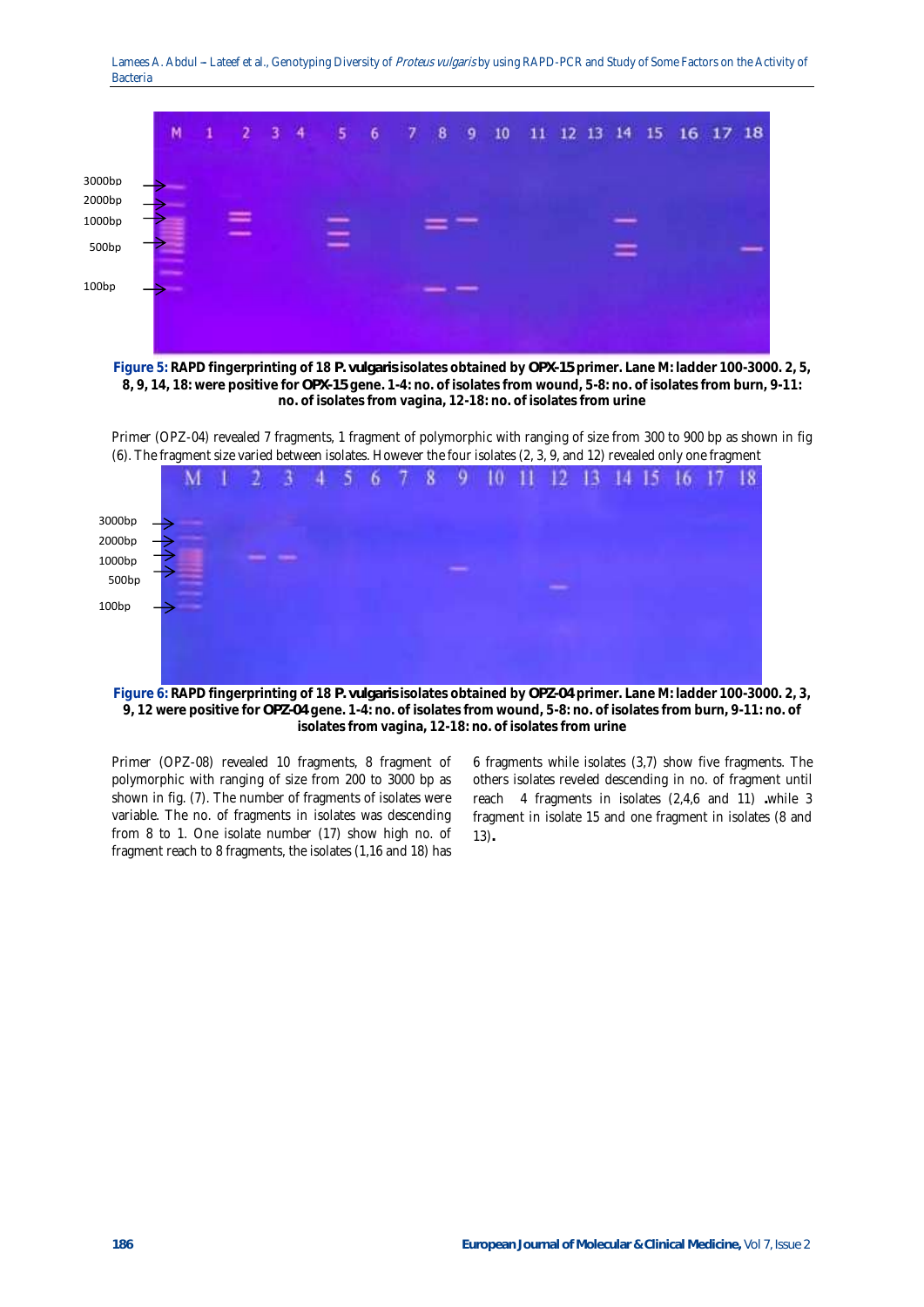**Figure 5:** **RAPD fingerprinting of 18 *P. vulgaris* isolates obtained by OPX-15 primer. Lane M: ladder 100-3000. 2, 5, 8, 9, 14, 18: were positive for OPX-15 gene. 1-4: no. of isolates from wound, 5-8: no. of isolates from burn, 9-11: no. of isolates from vagina, 12-18: no. of isolates from urine**

Primer (OPZ-04) revealed 7 fragments, 1 fragment of polymorphic with ranging of size from 300 to 900 bp as shown in fig (6). The fragment size varied between isolates. However the four isolates (2, 3, 9, and 12) revealed only one fragment

**Figure 6:** **RAPD fingerprinting of 18 *P. vulgaris* isolates obtained by OPZ-04 primer. Lane M: ladder 100-3000. 2, 3, 9, 12 were positive for OPZ-04 gene. 1-4: no. of isolates from wound, 5-8: no. of isolates from burn, 9-11: no. of isolates from vagina, 12-18: no. of isolates from urine**

Primer (OPZ-08) revealed 10 fragments, 8 fragment of polymorphic with ranging of size from 200 to 3000 bp as shown in fig. (7). The number of fragments of isolates were variable. The no. of fragments in isolates was descending from 8 to 1. One isolate number (17) show high no. of fragment reach to 8 fragments, the isolates (1,16 and 18) has 6 fragments while isolates (3,7) show five fragments. The others isolates reveled descending in no. of fragment until reach 4 fragments in isolates (2,4,6 and 11) **.**while 3 fragment in isolate 15 and one fragment in isolates (8 and 13)**.**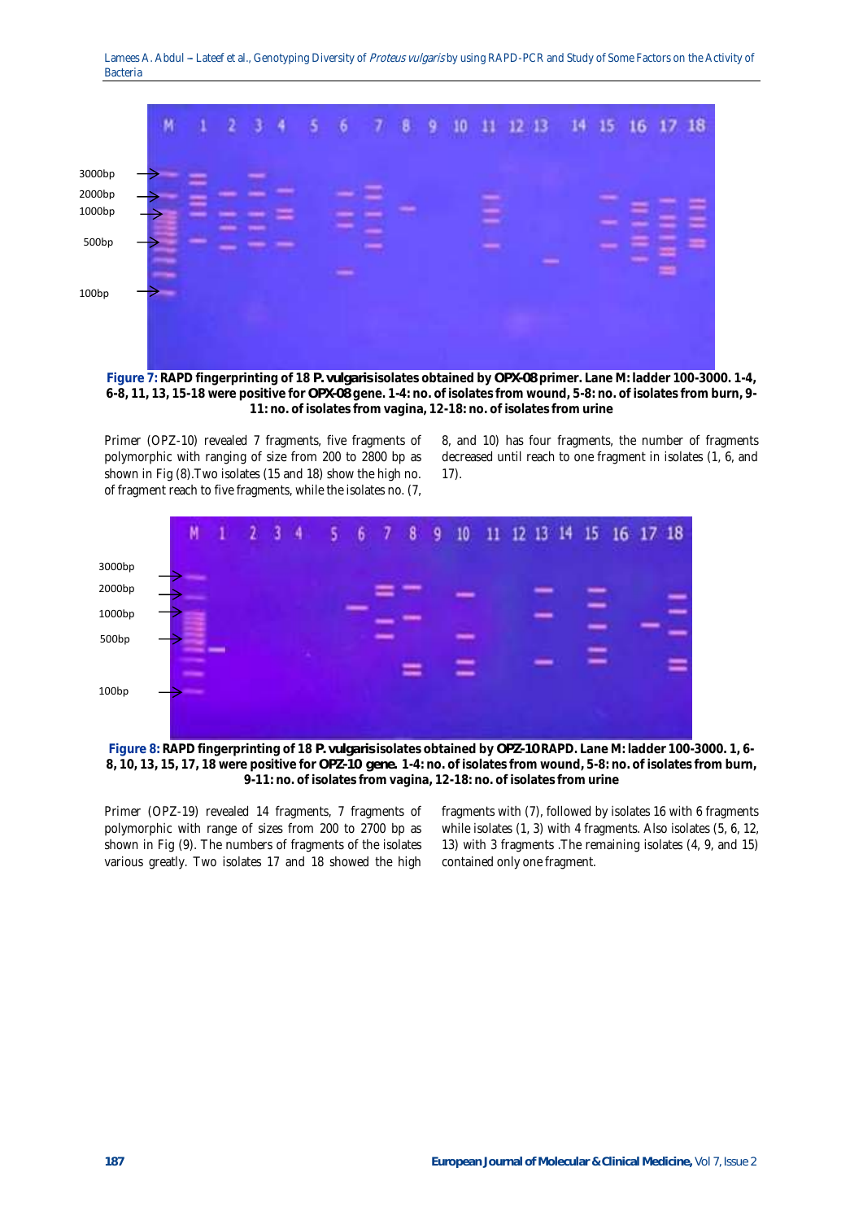**Figure 7:** RAPD fingerprinting of 18 *P. vulgaris* isolates obtained by **OPX-08** primer. Lane M: ladder 100-3000. 1-4, 6-8, 11, 13, 15-18 were positive for **OPX-08** gene. 1-4: no. of isolates from wound, 5-8: no. of isolates from burn, 9-11: no. of isolates from vagina, 12-18: no. of isolates from urine

Primer (OPZ-10) revealed 7 fragments, five fragments of polymorphic with ranging of size from 200 to 2800 bp as shown in Fig (8).Two isolates (15 and 18) show the high no. of fragment reach to five fragments, while the isolates no. (7, 8, and 10) has four fragments, the number of fragments decreased until reach to one fragment in isolates (1, 6, and 17).

**Figure 8:** RAPD fingerprinting of 18 *P. vulgaris* isolates obtained by **OPZ-10** RAPD. Lane M: ladder 100-3000. 1, 6-8, 10, 13, 15, 17, 18 were positive for ***OPZ-10* gene.** 1-4: no. of isolates from wound, 5-8: no. of isolates from burn, 9-11: no. of isolates from vagina, 12-18: no. of isolates from urine

Primer (OPZ-19) revealed 14 fragments, 7 fragments of polymorphic with range of sizes from 200 to 2700 bp as shown in Fig (9). The numbers of fragments of the isolates various greatly. Two isolates 17 and 18 showed the high fragments with (7), followed by isolates 16 with 6 fragments while isolates (1, 3) with 4 fragments. Also isolates (5, 6, 12, 13) with 3 fragments .The remaining isolates (4, 9, and 15) contained only one fragment.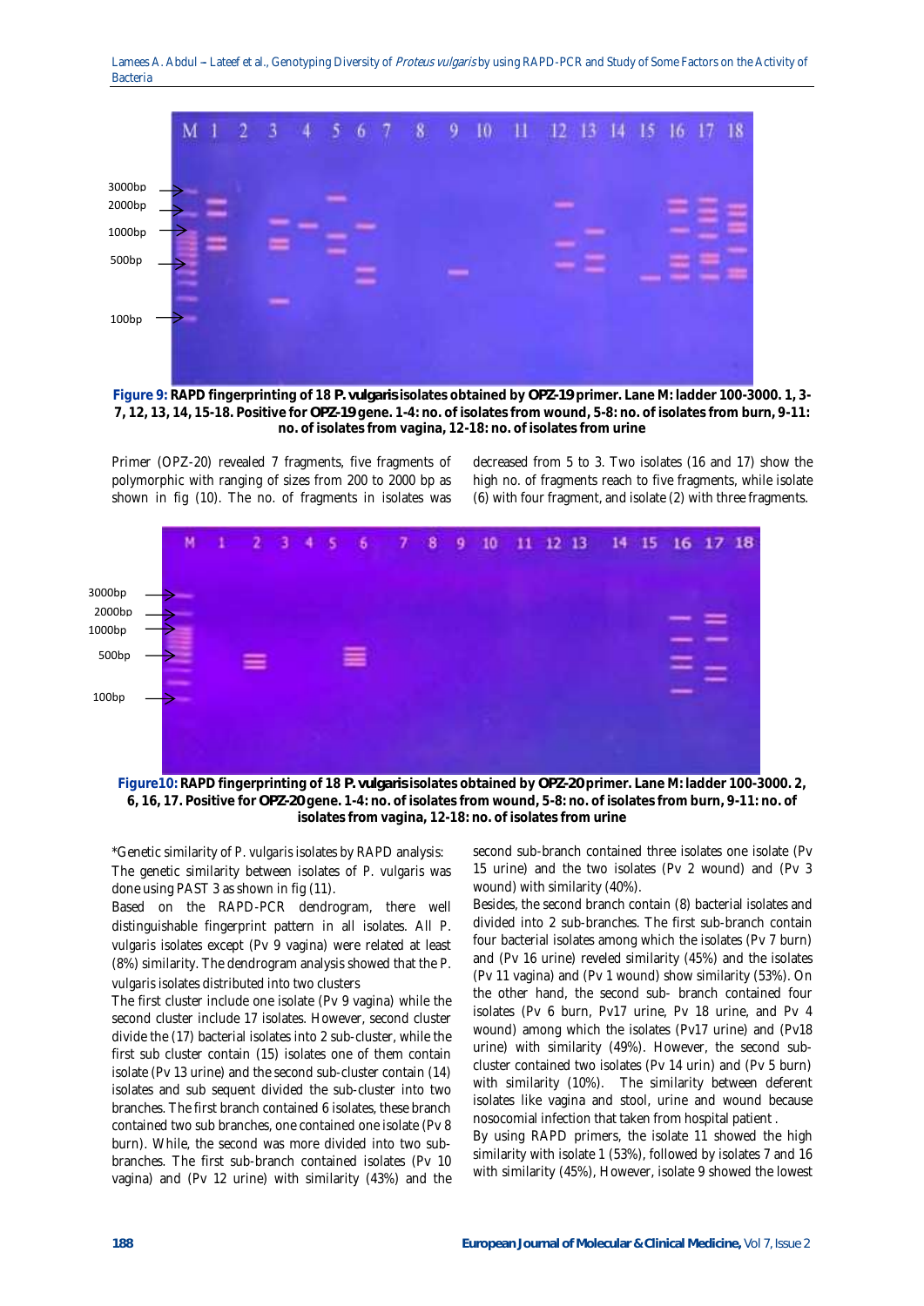**Figure 9:** **RAPD fingerprinting of 18 *P. vulgaris* isolates obtained by OPZ-19 primer. Lane M: ladder 100-3000. 1, 3-7, 12, 13, 14, 15-18. Positive for OPZ-19 gene. 1-4: no. of isolates from wound, 5-8: no. of isolates from burn, 9-11: no. of isolates from vagina, 12-18: no. of isolates from urine**

Primer (OPZ-20) revealed 7 fragments, five fragments of polymorphic with ranging of sizes from 200 to 2000 bp as shown in fig (10). The no. of fragments in isolates was decreased from 5 to 3. Two isolates (16 and 17) show the high no. of fragments reach to five fragments, while isolate (6) with four fragment, and isolate (2) with three fragments.

**Figure10:** **RAPD fingerprinting of 18 *P. vulgaris* isolates obtained by OPZ-20 primer. Lane M: ladder 100-3000. 2, 6, 16, 17. Positive for OPZ-20 gene. 1-4: no. of isolates from wound, 5-8: no. of isolates from burn, 9-11: no. of isolates from vagina, 12-18: no. of isolates from urine**

*Genetic similarity of *P. vulgaris* isolates by RAPD analysis:

The genetic similarity between isolates of *P. vulgaris* was done using PAST 3 as shown in fig (11).

Based on the RAPD-PCR dendrogram, there well distinguishable fingerprint pattern in all isolates. All *P. vulgaris* isolates except (Pv 9 vagina) were related at least (8%) similarity. The dendrogram analysis showed that the *P. vulgaris* isolates distributed into two clusters

The first cluster include one isolate (Pv 9 vagina) while the second cluster include 17 isolates. However, second cluster divide the (17) bacterial isolates into 2 sub-cluster, while the first sub cluster contain (15) isolates one of them contain isolate (Pv 13 urine) and the second sub-cluster contain (14) isolates and sub sequent divided the sub-cluster into two branches. The first branch contained 6 isolates, these branch contained two sub branches, one contained one isolate (Pv 8 burn). While, the second was more divided into two sub-branches. The first sub-branch contained isolates (Pv 10 vagina) and (Pv 12 urine) with similarity (43%) and the second sub-branch contained three isolates one isolate (Pv 15 urine) and the two isolates (Pv 2 wound) and (Pv 3 wound) with similarity (40%).

Besides, the second branch contain (8) bacterial isolates and divided into 2 sub-branches. The first sub-branch contain four bacterial isolates among which the isolates (Pv 7 burn) and (Pv 16 urine) reveled similarity (45%) and the isolates (Pv 11 vagina) and (Pv 1 wound) show similarity (53%). On the other hand, the second sub- branch contained four isolates (Pv 6 burn, Pv17 urine, Pv 18 urine, and Pv 4 wound) among which the isolates (Pv17 urine) and (Pv18 urine) with similarity (49%). However, the second sub-cluster contained two isolates (Pv 14 urin) and (Pv 5 burn) with similarity (10%). The similarity between deferent isolates like vagina and stool, urine and wound because nosocomial infection that taken from hospital patient .

By using RAPD primers, the isolate 11 showed the high similarity with isolate 1 (53%), followed by isolates 7 and 16 with similarity (45%), However, isolate 9 showed the lowest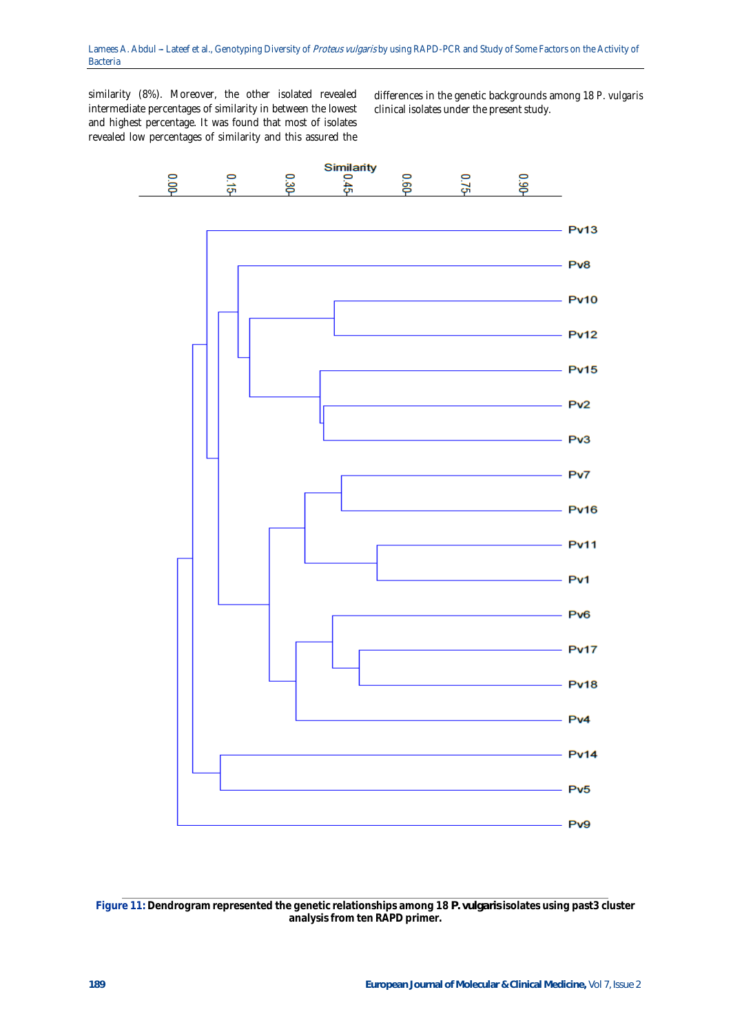similarity (8%). Moreover, the other isolated revealed intermediate percentages of similarity in between the lowest and highest percentage. It was found that most of isolates revealed low percentages of similarity and this assured the differences in the genetic backgrounds among 18 P. vulgaris clinical isolates under the present study.

**Figure 11:** **Dendrogram represented the genetic relationships among 18 *P. vulgaris* isolates using past3 cluster analysis from ten RAPD primer.**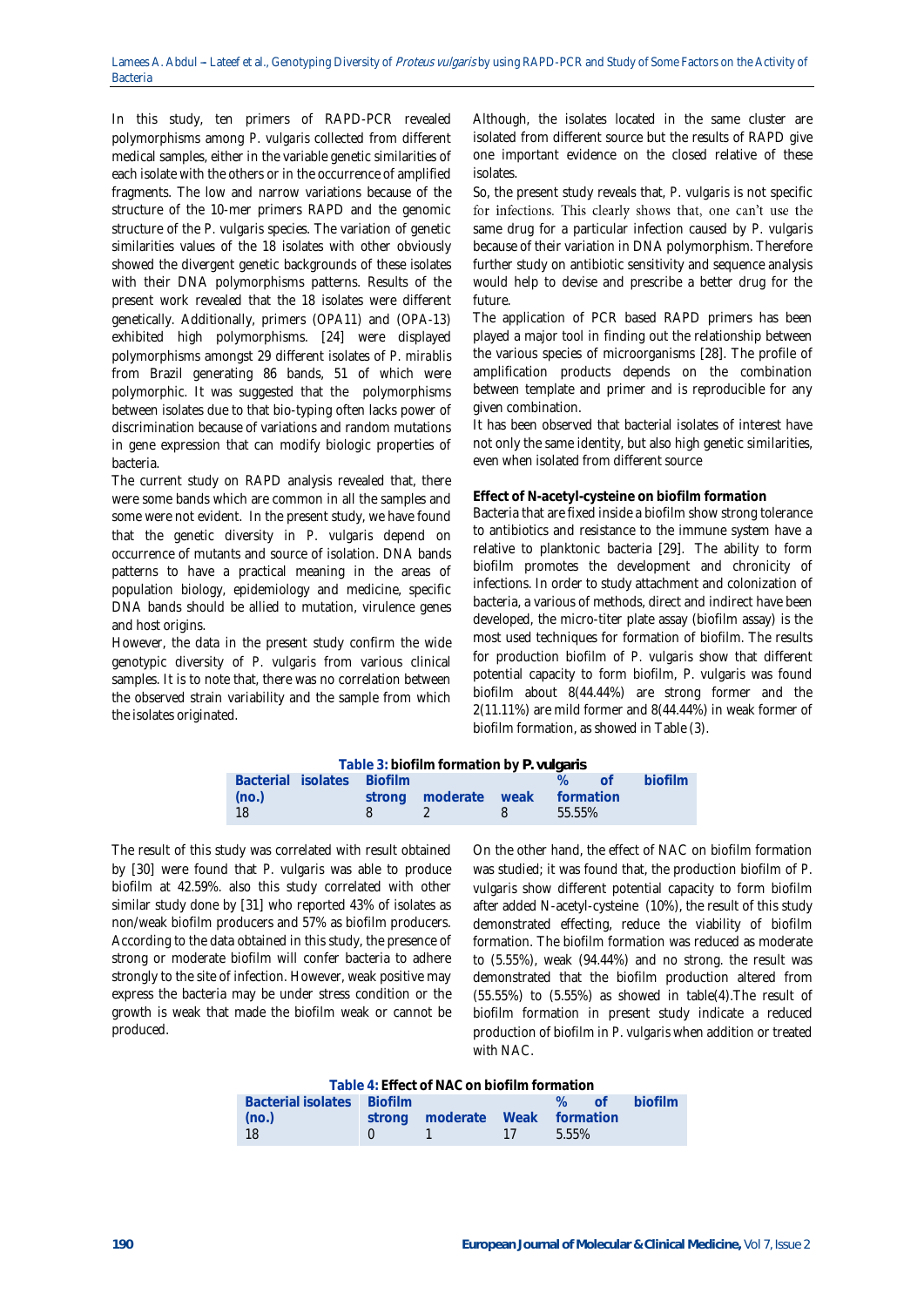In this study, ten primers of RAPD-PCR revealed polymorphisms among *P. vulgaris* collected from different medical samples, either in the variable genetic similarities of each isolate with the others or in the occurrence of amplified fragments. The low and narrow variations because of the structure of the 10-mer primers RAPD and the genomic structure of the *P. vulgaris* species. The variation of genetic similarities values of the 18 isolates with other obviously showed the divergent genetic backgrounds of these isolates with their DNA polymorphisms patterns. Results of the present work revealed that the 18 isolates were different genetically. Additionally, primers (OPA11) and (OPA-13) exhibited high polymorphisms. [24] were displayed polymorphisms amongst 29 different isolates of *P. mirablis* from Brazil generating 86 bands, 51 of which were polymorphic. It was suggested that the polymorphisms between isolates due to that bio-typing often lacks power of discrimination because of variations and random mutations in gene expression that can modify biologic properties of bacteria.

The current study on RAPD analysis revealed that, there were some bands which are common in all the samples and some were not evident. In the present study, we have found that the genetic diversity in *P. vulgaris* depend on occurrence of mutants and source of isolation. DNA bands patterns to have a practical meaning in the areas of population biology, epidemiology and medicine, specific DNA bands should be allied to mutation, virulence genes and host origins.

However, the data in the present study confirm the wide genotypic diversity of *P. vulgaris* from various clinical samples. It is to note that, there was no correlation between the observed strain variability and the sample from which the isolates originated.

Although, the isolates located in the same cluster are isolated from different source but the results of RAPD give one important evidence on the closed relative of these isolates.

So, the present study reveals that, *P. vulgaris* is not specific for infections. This clearly shows that, one can't use the same drug for a particular infection caused by *P. vulgaris* because of their variation in DNA polymorphism. Therefore further study on antibiotic sensitivity and sequence analysis would help to devise and prescribe a better drug for the future.

The application of PCR based RAPD primers has been played a major tool in finding out the relationship between the various species of microorganisms [28]. The profile of amplification products depends on the combination between template and primer and is reproducible for any given combination.

It has been observed that bacterial isolates of interest have not only the same identity, but also high genetic similarities, even when isolated from different source

**Effect of N-acetyl-cysteine on biofilm formation**

Bacteria that are fixed inside a biofilm show strong tolerance to antibiotics and resistance to the immune system have a relative to planktonic bacteria [29]. The ability to form biofilm promotes the development and chronicity of infections. In order to study attachment and colonization of bacteria, a various of methods, direct and indirect have been developed, the micro-titer plate assay (biofilm assay) is the most used techniques for formation of biofilm. The results for production biofilm of *P. vulgaris* show that different potential capacity to form biofilm, *P. vulgaris* was found biofilm about 8(44.44%) are strong former and the 2(11.11%) are mild former and 8(44.44%) in weak former of biofilm formation, as showed in Table (3).

**Table 3: biofilm formation by *P. vulgaris***

| Bacterial isolates (no.) | Biofilm | | | % of biofilm formation |
|---|---|---|---|---|
| | strong | moderate | weak | |
| 18 | 8 | 2 | 8 | 55.55% |

The result of this study was correlated with result obtained by [30] were found that *P. vulgaris* was able to produce biofilm at 42.59%. also this study correlated with other similar study done by [31] who reported 43% of isolates as non/weak biofilm producers and 57% as biofilm producers. According to the data obtained in this study, the presence of strong or moderate biofilm will confer bacteria to adhere strongly to the site of infection. However, weak positive may express the bacteria may be under stress condition or the growth is weak that made the biofilm weak or cannot be produced.

On the other hand, the effect of NAC on biofilm formation was studied; it was found that, the production biofilm of *P. vulgaris* show different potential capacity to form biofilm after added N-acetyl-cysteine (10%), the result of this study demonstrated effecting, reduce the viability of biofilm formation. The biofilm formation was reduced as moderate to (5.55%), weak (94.44%) and no strong. the result was demonstrated that the biofilm production altered from (55.55%) to (5.55%) as showed in table(4).The result of biofilm formation in present study indicate a reduced production of biofilm in *P. vulgaris* when addition or treated with NAC.

**Table 4: Effect of NAC on biofilm formation**

| Bacterial isolates (no.) | Biofilm | | | % of biofilm formation |
|---|---|---|---|---|
| | strong | moderate | Weak | |
| 18 | 0 | 1 | 17 | 5.55% |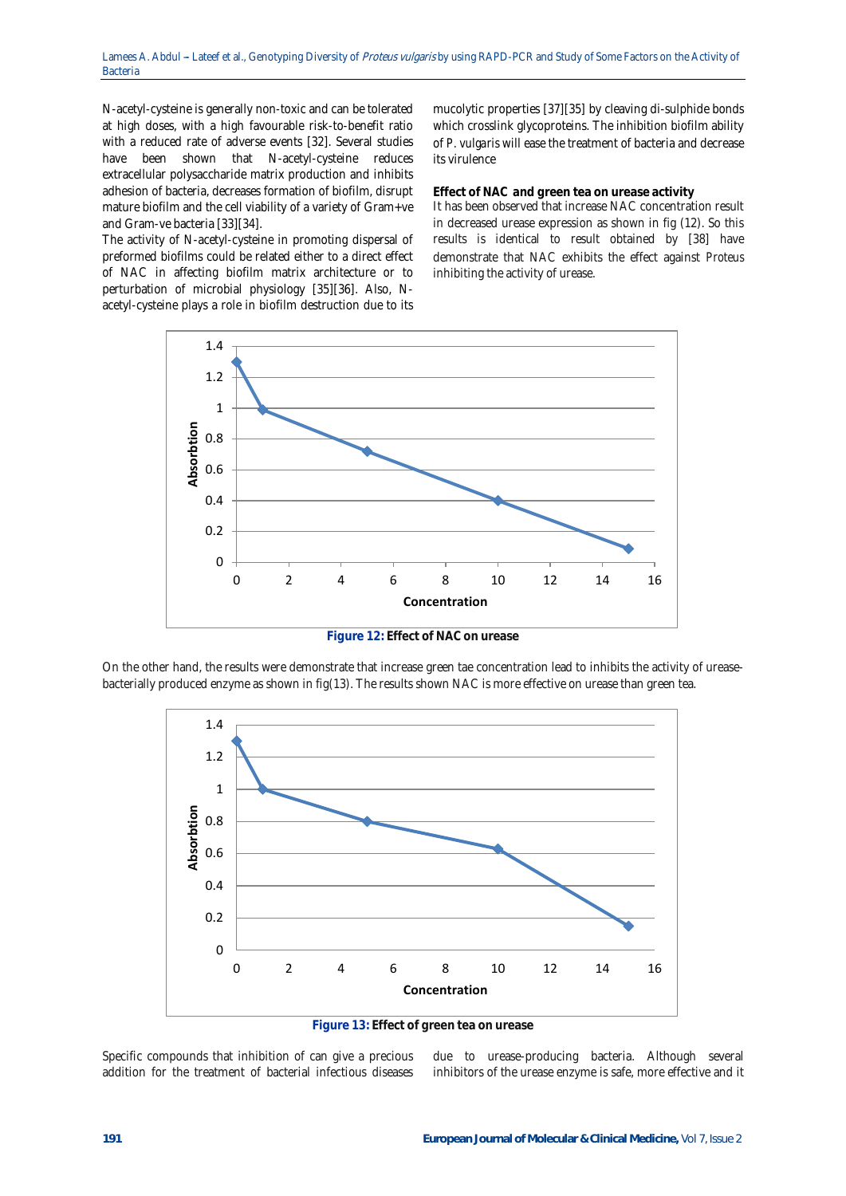N-acetyl-cysteine is generally non-toxic and can be tolerated at high doses, with a high favourable risk-to-benefit ratio with a reduced rate of adverse events [32]. Several studies have been shown that N-acetyl-cysteine reduces extracellular polysaccharide matrix production and inhibits adhesion of bacteria, decreases formation of biofilm, disrupt mature biofilm and the cell viability of a variety of Gram+ve and Gram-ve bacteria [33][34].

The activity of N-acetyl-cysteine in promoting dispersal of preformed biofilms could be related either to a direct effect of NAC in affecting biofilm matrix architecture or to perturbation of microbial physiology [35][36]. Also, N-acetyl-cysteine plays a role in biofilm destruction due to its mucolytic properties [37][35] by cleaving di-sulphide bonds which crosslink glycoproteins. The inhibition biofilm ability of *P. vulgaris* will ease the treatment of bacteria and decrease its virulence

**Effect of NAC and green tea on urease activity**

It has been observed that increase NAC concentration result in decreased urease expression as shown in fig (12). So this results is identical to result obtained by [38] have demonstrate that NAC exhibits the effect against Proteus inhibiting the activity of urease.

**Figure 12:** Effect of NAC on urease

On the other hand, the results were demonstrate that increase green tae concentration lead to inhibits the activity of urease-bacterially produced enzyme as shown in fig(13). The results shown NAC is more effective on urease than green tea.

**Figure 13:** Effect of green tea on urease

Specific compounds that inhibition of can give a precious addition for the treatment of bacterial infectious diseases due to urease-producing bacteria. Although several inhibitors of the urease enzyme is safe, more effective and it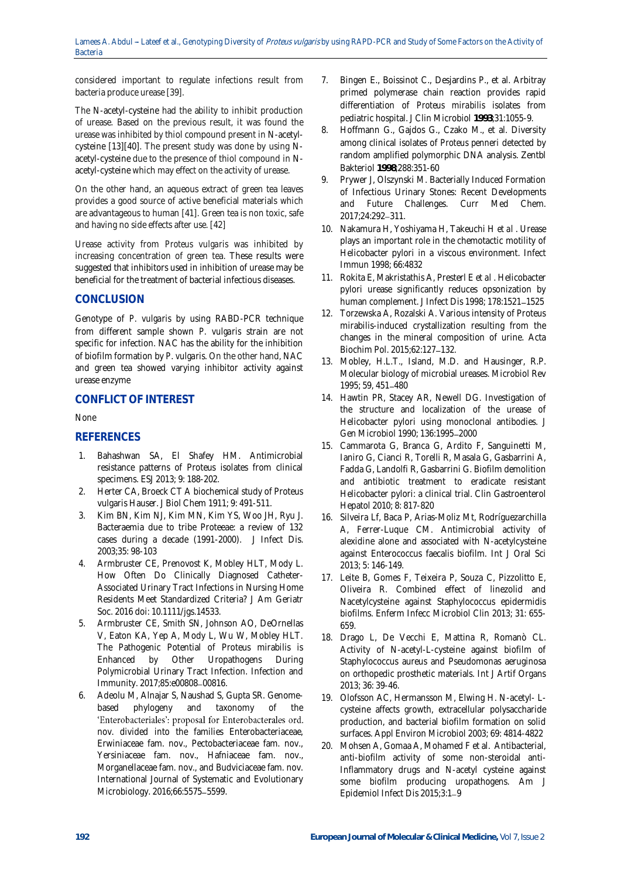considered important to regulate infections result from bacteria produce urease [39].

The N-acetyl-cysteine had the ability to inhibit production of urease. Based on the previous result, it was found the urease was inhibited by thiol compound present in N-acetyl-cysteine [13][40]. The present study was done by using N-acetyl-cysteine due to the presence of thiol compound in N-acetyl-cysteine which may effect on the activity of urease.

On the other hand, an aqueous extract of green tea leaves provides a good source of active beneficial materials which are advantageous to human [41]. Green tea is non toxic, safe and having no side effects after use. [42]

Urease activity from *Proteus vulgaris* was inhibited by increasing concentration of green tea. These results were suggested that inhibitors used in inhibition of urease may be beneficial for the treatment of bacterial infectious diseases.

## CONCLUSION

Genotype of *P. vulgaris* by using RABD-PCR technique from different sample shown *P. vulgaris* strain are not specific for infection. NAC has the ability for the inhibition of biofilm formation by *P. vulgaris*. On the other hand, NAC and green tea showed varying inhibitor activity against urease enzyme

## CONFLICT OF INTEREST

None

## REFERENCES

1. Bahashwan SA, El Shafey HM. Antimicrobial resistance patterns of Proteus isolates from clinical specimens. ESJ 2013; 9: 188-202.
2. Herter CA, Broeck CT A biochemical study of Proteus vulgaris Hauser. J Biol Chem 1911; 9: 491-511.
3. Kim BN, Kim NJ, Kim MN, Kim YS, Woo JH, Ryu J. Bacteraemia due to tribe Proteeae: a review of 132 cases during a decade (1991-2000). J Infect Dis. 2003;35: 98-103
4. Armbruster CE, Prenovost K, Mobley HLT, Mody L. How Often Do Clinically Diagnosed Catheter-Associated Urinary Tract Infections in Nursing Home Residents Meet Standardized Criteria? J Am Geriatr Soc. 2016 doi: 10.1111/jgs.14533.
5. Armbruster CE, Smith SN, Johnson AO, DeOrnellas V, Eaton KA, Yep A, Mody L, Wu W, Mobley HLT. The Pathogenic Potential of Proteus mirabilis is Enhanced by Other Uropathogens During Polymicrobial Urinary Tract Infection. Infection and Immunity. 2017;85:e00808–00816.
6. Adeolu M, Alnajar S, Naushad S, Gupta SR. Genome-based phylogeny and taxonomy of the 'Enterobacteriales': proposal for Enterobacterales ord. nov. divided into the families Enterobacteriaceae, Erwiniaceae fam. nov., Pectobacteriaceae fam. nov., Yersiniaceae fam. nov., Hafniaceae fam. nov., Morganellaceae fam. nov., and Budviciaceae fam. nov. International Journal of Systematic and Evolutionary Microbiology. 2016;66:5575–5599.
7. Bingen E., Boissinot C., Desjardins P., et al. Arbitray primed polymerase chain reaction provides rapid differentiation of Proteus mirabilis isolates from pediatric hospital. J Clin Microbiol **1993**;31:1055-9.
8. Hoffmann G., Gajdos G., Czako M., et al. Diversity among clinical isolates of Proteus penneri detected by random amplified polymorphic DNA analysis. Zentbl Bakteriol **1998**;288:351-60
9. Prywer J, Olszynski M. Bacterially Induced Formation of Infectious Urinary Stones: Recent Developments and Future Challenges. Curr Med Chem. 2017;24:292–311.
10. Nakamura H, Yoshiyama H, Takeuchi H *et al*. Urease plays an important role in the chemotactic motility of Helicobacter pylori in a viscous environment. Infect Immun 1998; 66:4832
11. Rokita E, Makristathis A, Presterl E *et al*. Helicobacter pylori urease significantly reduces opsonization by human complement. J Infect Dis 1998; 178:1521–1525
12. Torzewska A, Rozalski A. Various intensity of Proteus mirabilis-induced crystallization resulting from the changes in the mineral composition of urine. Acta Biochim Pol. 2015;62:127–132.
13. Mobley, H.L.T., Island, M.D. and Hausinger, R.P. Molecular biology of microbial ureases. Microbiol Rev 1995; 59, 451–480
14. Hawtin PR, Stacey AR, Newell DG. Investigation of the structure and localization of the urease of Helicobacter pylori using monoclonal antibodies. J Gen Microbiol 1990; 136:1995–2000
15. Cammarota G, Branca G, Ardito F, Sanguinetti M, Ianiro G, Cianci R, Torelli R, Masala G, Gasbarrini A, Fadda G, Landolfi R, Gasbarrini G. Biofilm demolition and antibiotic treatment to eradicate resistant Helicobacter pylori: a clinical trial. Clin Gastroenterol Hepatol 2010; 8: 817-820
16. Silveira Lf, Baca P, Arias-Moliz Mt, Rodríguezarchilla A, Ferrer-Luque CM. Antimicrobial activity of alexidine alone and associated with N-acetylcysteine against Enterococcus faecalis biofilm. Int J Oral Sci 2013; 5: 146-149.
17. Leite B, Gomes F, Teixeira P, Souza C, Pizzolitto E, Oliveira R. Combined effect of linezolid and Nacetylcysteine against Staphylococcus epidermidis biofilms. Enferm Infecc Microbiol Clin 2013; 31: 655-659.
18. Drago L, De Vecchi E, Mattina R, Romanò CL. Activity of N-acetyl-L-cysteine against biofilm of Staphylococcus aureus and Pseudomonas aeruginosa on orthopedic prosthetic materials. Int J Artif Organs 2013; 36: 39-46.
19. Olofsson AC, Hermansson M, Elwing H. N-acetyl- L-cysteine affects growth, extracellular polysaccharide production, and bacterial biofilm formation on solid surfaces. Appl Environ Microbiol 2003; 69: 4814-4822
20. Mohsen A, Gomaa A, Mohamed F et al. Antibacterial, anti-biofilm activity of some non-steroidal anti-Inflammatory drugs and N-acetyl cysteine against some biofilm producing uropathogens. Am J Epidemiol Infect Dis 2015;3:1–9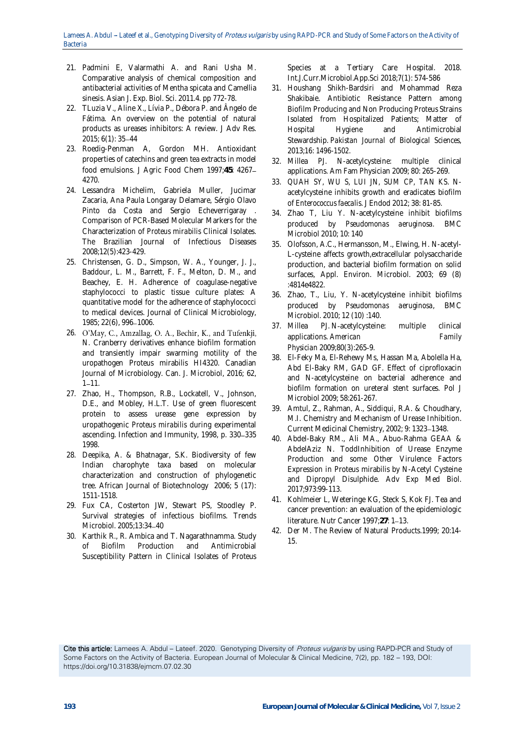21. Padmini E, Valarmathi A. and Rani Usha M. Comparative analysis of chemical composition and antibacterial activities of Mentha spicata and Camellia sinesis. Asian J. Exp. Biol. Sci. 2011.4. pp 772-78.
22. TLuzia V., Aline X., Lívia P., Débora P. and Ângelo de Fátima. An overview on the potential of natural products as ureases inhibitors: A review. J Adv Res. 2015; 6(1): 35–44
23. Roedig-Penman A, Gordon MH. Antioxidant properties of catechins and green tea extracts in model food emulsions. J Agric Food Chem 1997;**45**: 4267–4270.
24. Lessandra Michelim, Gabriela Muller, Jucimar Zacaria, Ana Paula Longaray Delamare, Sérgio Olavo Pinto da Costa and Sergio Echeverrigaray . Comparison of PCR-Based Molecular Markers for the Characterization of *Proteus mirabilis* Clinical Isolates. The Brazilian Journal of Infectious Diseases 2008;12(5):423-429.
25. Christensen, G. D., Simpson, W. A., Younger, J. J., Baddour, L. M., Barrett, F. F., Melton, D. M., and Beachey, E. H. Adherence of coagulase-negative staphylococci to plastic tissue culture plates: A quantitative model for the adherence of staphylococci to medical devices. Journal of Clinical Microbiology, 1985; 22(6), 996–1006.
26. O'May, C., Amzallag, O. A., Bechir, K., and Tufenkji, N. Cranberry derivatives enhance biofilm formation and transiently impair swarming motility of the uropathogen Proteus mirabilis HI4320. Canadian Journal of Microbiology. Can. J. Microbiol, 2016; 62, 1–11.
27. Zhao, H., Thompson, R.B., Lockatell, V., Johnson, D.E., and Mobley, H.L.T. Use of green fluorescent protein to assess urease gene expression by uropathogenic *Proteus mirabilis* during experimental ascending. Infection and Immunity, 1998, p. 330–335 1998.
28. Deepika, A. & Bhatnagar, S.K. Biodiversity of few Indian charophyte taxa based on molecular characterization and construction of phylogenetic tree. African Journal of Biotechnology 2006; 5 (17): 1511-1518.
29. Fux CA, Costerton JW, Stewart PS, Stoodley P. Survival strategies of infectious biofilms. Trends Microbiol. 2005;13:34–40
30. Karthik R., R. Ambica and T. Nagarathnamma. Study of Biofilm Production and Antimicrobial Susceptibility Pattern in Clinical Isolates of Proteus Species at a Tertiary Care Hospital. 2018. Int.J.Curr.Microbiol.App.Sci 2018;7(1): 574-586
31. Houshang Shikh-Bardsiri and Mohammad Reza Shakibaie. Antibiotic Resistance Pattern among Biofilm Producing and Non Producing *Proteus* Strains Isolated from Hospitalized Patients; Matter of Hospital Hygiene and Antimicrobial Stewardship. *Pakistan Journal of Biological Sciences*, 2013;16: 1496-1502.
32. Millea PJ. N-acetylcysteine: multiple clinical applications. Am Fam Physician 2009; 80: 265-269.
33. QUAH SY, WU S, LUI JN, SUM CP, TAN KS. N-acetylcysteine inhibits growth and eradicates biofilm of *Enterococcus faecalis*. J Endod 2012; 38: 81-85.
34. Zhao T, Liu Y. N-acetylcysteine inhibit biofilms produced by *Pseudomonas aeruginosa*. BMC Microbiol 2010; 10: 140
35. Olofsson, A.C., Hermansson, M., Elwing, H. N-acetyl-L-cysteine affects growth,extracellular polysaccharide production, and bacterial biofilm formation on solid surfaces, Appl. Environ. Microbiol. 2003; 69 (8) :4814e4822.
36. Zhao, T., Liu, Y. N-acetylcysteine inhibit biofilms produced by *Pseudomonas aeruginosa*, BMC Microbiol. 2010; 12 (10) :140.
37. Millea PJ. N-acetylcysteine: multiple clinical applications. *American Family Physician* 2009;80(3):265-9.
38. El-Feky Ma, El-Rehewy Ms, Hassan Ma, Abolella Ha, Abd El-Baky RM, GAD GF. Effect of ciprofloxacin and N-acetylcysteine on bacterial adherence and biofilm formation on ureteral stent surfaces. Pol J Microbiol 2009; 58:261-267.
39. Amtul, Z., Rahman, A., Siddiqui, R.A. & Choudhary, M.I. Chemistry and Mechanism of Urease Inhibition. Current Medicinal Chemistry, 2002; 9: 1323–1348.
40. Abdel-Baky RM., Ali MA., Abuo-Rahma GEAA & AbdelAziz N. ToddInhibition of Urease Enzyme Production and some Other Virulence Factors Expression in Proteus mirabilis by N-Acetyl Cysteine and Dipropyl Disulphide. Adv Exp Med Biol. 2017;973:99-113.
41. Kohlmeier L, Weteringe KG, Steck S, Kok FJ. Tea and cancer prevention: an evaluation of the epidemiologic literature. Nutr Cancer 1997;**27**: 1–13.
42. Der M. The Review of Natural Products.1999; 20:14-15.

**Cite this article:** Lamees A. Abdul – Lateef. 2020. Genotyping Diversity of *Proteus vulgaris* by using RAPD-PCR and Study of Some Factors on the Activity of Bacteria. European Journal of Molecular & Clinical Medicine, 7(2), pp. 182 – 193, DOI: https://doi.org/10.31838/ejmcm.07.02.30